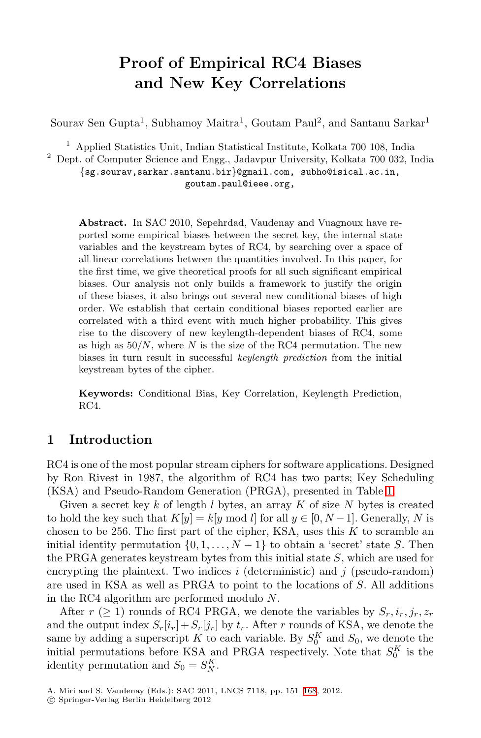# Proof of Empirical RC4 Biases and New Key Correlations

Sourav Sen Gupta[1], Subhamoy Maitra[1], Goutam Paul[2], and Santanu Sarkar[1]

[1] Applied Statistics Unit, Indian Statistical Institute, Kolkata 700 108, India
[2] Dept. of Computer Science and Engg., Jadavpur University, Kolkata 700 032, India
{sg.sourav,sarkar.santanu.bir}@gmail.com, subho@isical.ac.in, goutam.paul@ieee.org,

**Abstract.** In SAC 2010, Sepehrdad, Vaudenay and Vuagnoux have reported some empirical biases between the secret key, the internal state variables and the keystream bytes of RC4, by searching over a space of all linear correlations between the quantities involved. In this paper, for the first time, we give theoretical proofs for all such significant empirical biases. Our analysis not only builds a framework to justify the origin of these biases, it also brings out several new conditional biases of high order. We establish that certain conditional biases reported earlier are correlated with a third event with much higher probability. This gives rise to the discovery of new keylength-dependent biases of RC4, some as high as $50/N$, where $N$ is the size of the RC4 permutation. The new biases in turn result in successful *keylength prediction* from the initial keystream bytes of the cipher.

**Keywords:** Conditional Bias, Key Correlation, Keylength Prediction, RC4.

## 1 Introduction

RC4 is one of the most popular stream ciphers for software applications. Designed by Ron Rivest in 1987, the algorithm of RC4 has two parts; Key Scheduling (KSA) and Pseudo-Random Generation (PRGA), presented in Table 1.

Given a secret key $k$ of length $l$ bytes, an array $K$ of size $N$ bytes is created to hold the key such that $K[y] = k[y \bmod l]$ for all $y \in [0, N-1]$. Generally, $N$ is chosen to be 256. The first part of the cipher, KSA, uses this $K$ to scramble an initial identity permutation $\{0, 1, \ldots, N-1\}$ to obtain a 'secret' state $S$. Then the PRGA generates keystream bytes from this initial state $S$, which are used for encrypting the plaintext. Two indices $i$ (deterministic) and $j$ (pseudo-random) are used in KSA as well as PRGA to point to the locations of $S$. All additions in the RC4 algorithm are performed modulo $N$.

After $r$ ($\geq 1$) rounds of RC4 PRGA, we denote the variables by $S_r, i_r, j_r, z_r$ and the output index $S_r[i_r] + S_r[j_r]$ by $t_r$. After $r$ rounds of KSA, we denote the same by adding a superscript $K$ to each variable. By $S_0^K$ and $S_0$, we denote the initial permutations before KSA and PRGA respectively. Note that $S_0^K$ is the identity permutation and $S_0 = S_N^K$.

A. Miri and S. Vaudenay (Eds.): SAC 2011, LNCS 7118, pp. 151–168, 2012.
© Springer-Verlag Berlin Heidelberg 2012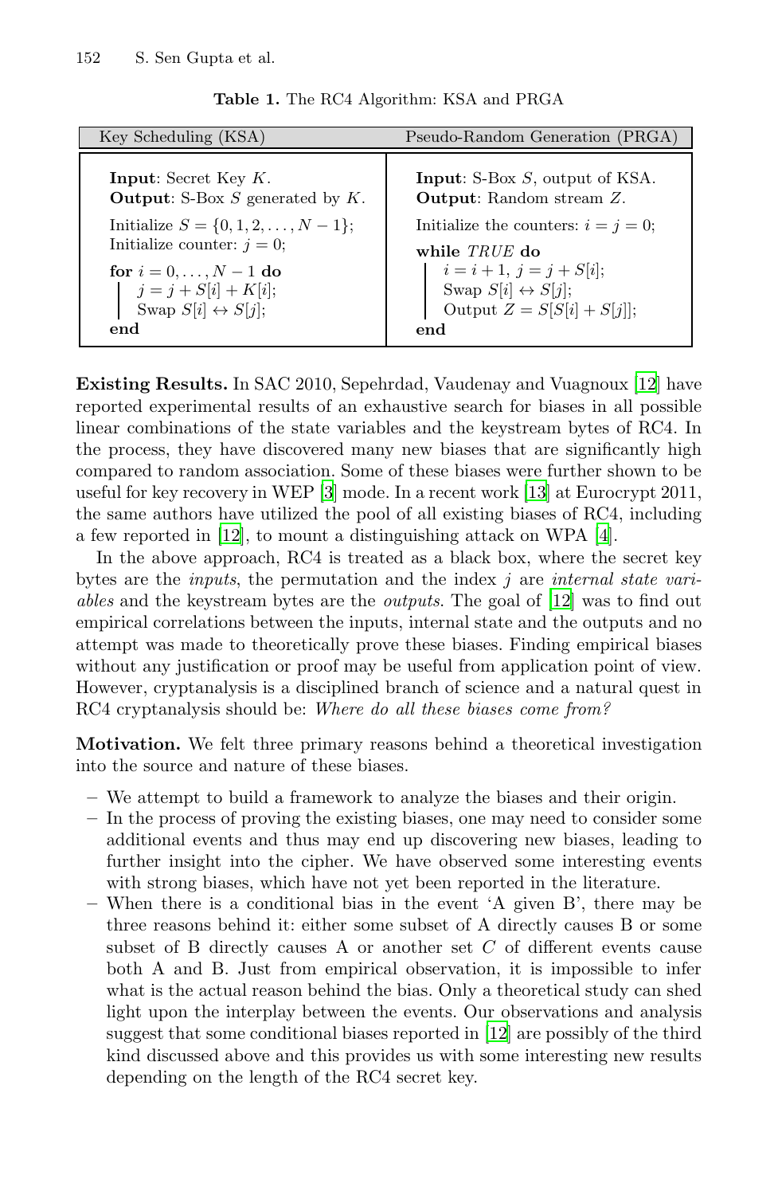**Table 1.** The RC4 Algorithm: KSA and PRGA

| Key Scheduling (KSA) | Pseudo-Random Generation (PRGA) |
|---|---|
| **Input**: Secret Key $K$.<br>**Output**: S-Box $S$ generated by $K$.<br><br>Initialize $S = \{0, 1, 2, \ldots, N-1\}$;<br>Initialize counter: $j = 0$;<br><br>**for** $i = 0, \ldots, N-1$ **do**<br>&nbsp;&nbsp;&nbsp;&nbsp;$j = j + S[i] + K[i]$;<br>&nbsp;&nbsp;&nbsp;&nbsp;Swap $S[i] \leftrightarrow S[j]$;<br>**end** | **Input**: S-Box $S$, output of KSA.<br>**Output**: Random stream $Z$.<br><br>Initialize the counters: $i = j = 0$;<br><br>**while** *TRUE* **do**<br>&nbsp;&nbsp;&nbsp;&nbsp;$i = i + 1$, $j = j + S[i]$;<br>&nbsp;&nbsp;&nbsp;&nbsp;Swap $S[i] \leftrightarrow S[j]$;<br>&nbsp;&nbsp;&nbsp;&nbsp;Output $Z = S[S[i] + S[j]]$;<br>**end** |

**Existing Results.** In SAC 2010, Sepehrdad, Vaudenay and Vuagnoux [12] have reported experimental results of an exhaustive search for biases in all possible linear combinations of the state variables and the keystream bytes of RC4. In the process, they have discovered many new biases that are significantly high compared to random association. Some of these biases were further shown to be useful for key recovery in WEP [3] mode. In a recent work [13] at Eurocrypt 2011, the same authors have utilized the pool of all existing biases of RC4, including a few reported in [12], to mount a distinguishing attack on WPA [4].

In the above approach, RC4 is treated as a black box, where the secret key bytes are the *inputs*, the permutation and the index $j$ are *internal state variables* and the keystream bytes are the *outputs*. The goal of [12] was to find out empirical correlations between the inputs, internal state and the outputs and no attempt was made to theoretically prove these biases. Finding empirical biases without any justification or proof may be useful from application point of view. However, cryptanalysis is a disciplined branch of science and a natural quest in RC4 cryptanalysis should be: *Where do all these biases come from?*

**Motivation.** We felt three primary reasons behind a theoretical investigation into the source and nature of these biases.

- We attempt to build a framework to analyze the biases and their origin.
- In the process of proving the existing biases, one may need to consider some additional events and thus may end up discovering new biases, leading to further insight into the cipher. We have observed some interesting events with strong biases, which have not yet been reported in the literature.
- When there is a conditional bias in the event 'A given B', there may be three reasons behind it: either some subset of A directly causes B or some subset of B directly causes A or another set $C$ of different events cause both A and B. Just from empirical observation, it is impossible to infer what is the actual reason behind the bias. Only a theoretical study can shed light upon the interplay between the events. Our observations and analysis suggest that some conditional biases reported in [12] are possibly of the third kind discussed above and this provides us with some interesting new results depending on the length of the RC4 secret key.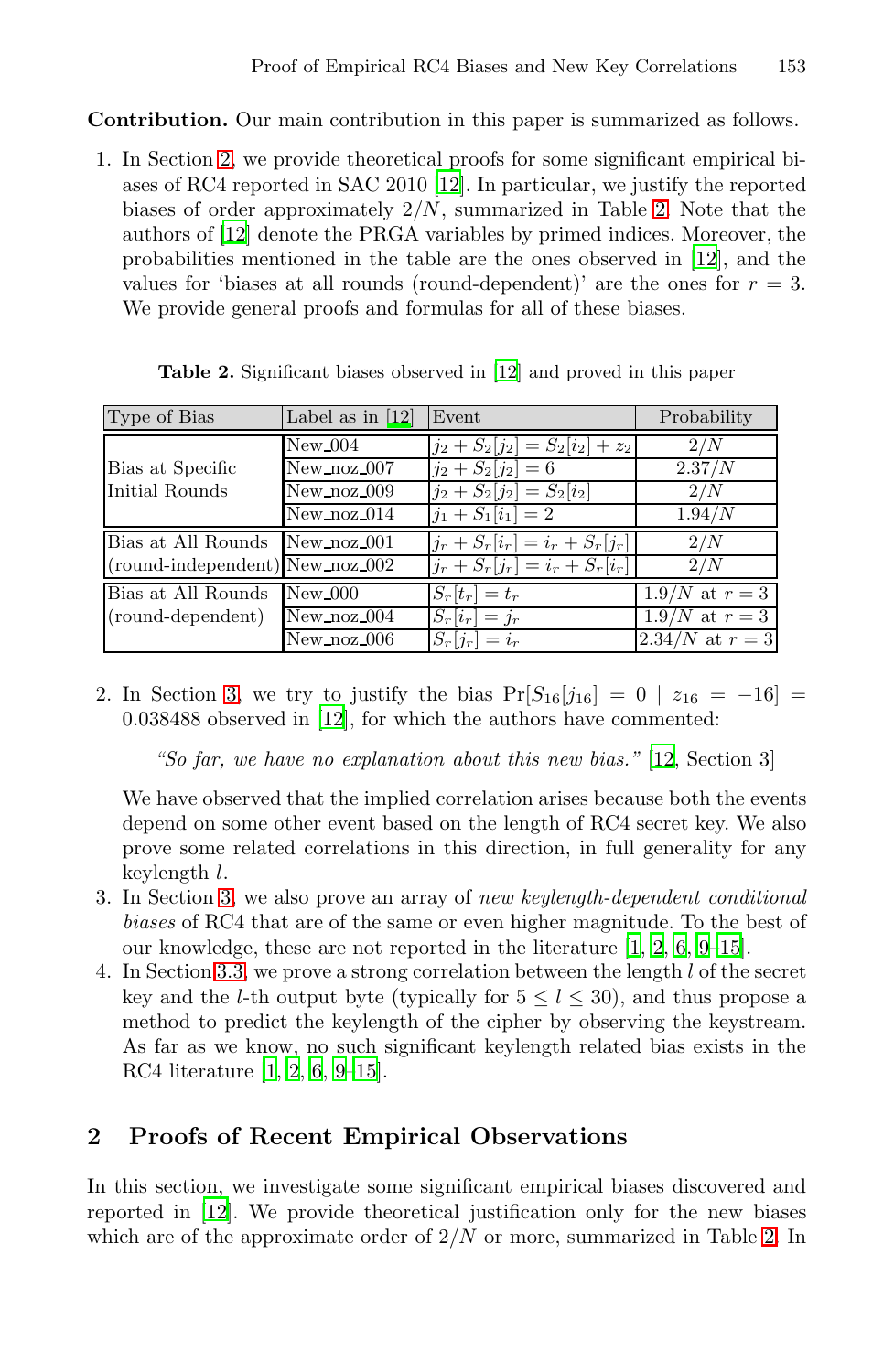**Contribution.** Our main contribution in this paper is summarized as follows.

1. In Section 2, we provide theoretical proofs for some significant empirical biases of RC4 reported in SAC 2010 [12]. In particular, we justify the reported biases of order approximately $2/N$, summarized in Table 2. Note that the authors of [12] denote the PRGA variables by primed indices. Moreover, the probabilities mentioned in the table are the ones observed in [12], and the values for 'biases at all rounds (round-dependent)' are the ones for $r = 3$. We provide general proofs and formulas for all of these biases.

**Table 2.** Significant biases observed in [12] and proved in this paper

| Type of Bias | Label as in [12] | Event | Probability |
|---|---|---|---|
| Bias at Specific Initial Rounds | New_004 | $j_2 + S_2[j_2] = S_2[i_2] + z_2$ | $2/N$ |
| | New_noz_007 | $j_2 + S_2[j_2] = 6$ | $2.37/N$ |
| | New_noz_009 | $j_2 + S_2[j_2] = S_2[i_2]$ | $2/N$ |
| | New_noz_014 | $j_1 + S_1[i_1] = 2$ | $1.94/N$ |
| Bias at All Rounds (round-independent) | New_noz_001 | $j_r + S_r[i_r] = i_r + S_r[j_r]$ | $2/N$ |
| | New_noz_002 | $j_r + S_r[j_r] = i_r + S_r[i_r]$ | $2/N$ |
| Bias at All Rounds (round-dependent) | New_000 | $S_r[t_r] = t_r$ | $1.9/N$ at $r = 3$ |
| | New_noz_004 | $S_r[i_r] = j_r$ | $1.9/N$ at $r = 3$ |
| | New_noz_006 | $S_r[j_r] = i_r$ | $2.34/N$ at $r = 3$ |

2. In Section 3, we try to justify the bias $\Pr[S_{16}[j_{16}] = 0 \mid z_{16} = -16] = 0.038488$ observed in [12], for which the authors have commented:

   *"So far, we have no explanation about this new bias."* [12, Section 3]

   We have observed that the implied correlation arises because both the events depend on some other event based on the length of RC4 secret key. We also prove some related correlations in this direction, in full generality for any keylength $l$.

3. In Section 3, we also prove an array of *new keylength-dependent conditional biases* of RC4 that are of the same or even higher magnitude. To the best of our knowledge, these are not reported in the literature [1, 2, 6, 9–15].

4. In Section 3.3, we prove a strong correlation between the length $l$ of the secret key and the $l$-th output byte (typically for $5 \le l \le 30$), and thus propose a method to predict the keylength of the cipher by observing the keystream. As far as we know, no such significant keylength related bias exists in the RC4 literature [1, 2, 6, 9–15].

## 2 Proofs of Recent Empirical Observations

In this section, we investigate some significant empirical biases discovered and reported in [12]. We provide theoretical justification only for the new biases which are of the approximate order of $2/N$ or more, summarized in Table 2. In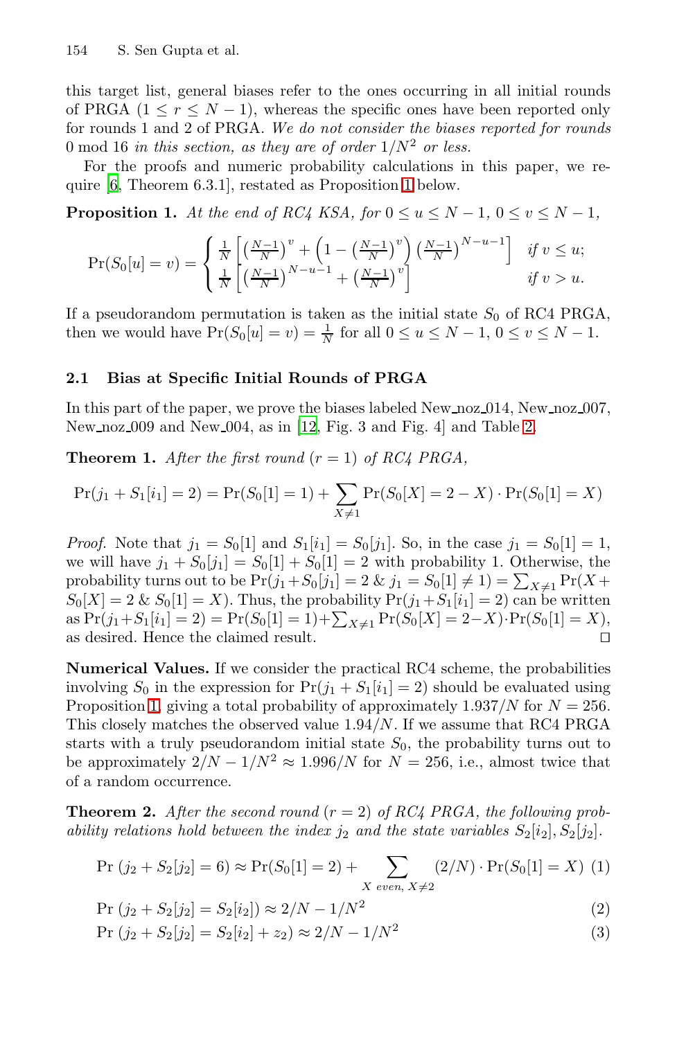this target list, general biases refer to the ones occurring in all initial rounds of PRGA ($1 \leq r \leq N-1$), whereas the specific ones have been reported only for rounds 1 and 2 of PRGA. *We do not consider the biases reported for rounds 0 mod 16 in this section, as they are of order $1/N^2$ or less.*

For the proofs and numeric probability calculations in this paper, we require [6, Theorem 6.3.1], restated as Proposition 1 below.

**Proposition 1.** *At the end of RC4 KSA, for $0 \leq u \leq N-1$, $0 \leq v \leq N-1$,*

$$\Pr(S_0[u] = v) = \begin{cases} \frac{1}{N}\left[\left(\frac{N-1}{N}\right)^v + \left(1 - \left(\frac{N-1}{N}\right)^v\right)\left(\frac{N-1}{N}\right)^{N-u-1}\right] & \text{if } v \leq u; \\ \frac{1}{N}\left[\left(\frac{N-1}{N}\right)^{N-u-1} + \left(\frac{N-1}{N}\right)^v\right] & \text{if } v > u. \end{cases}$$

If a pseudorandom permutation is taken as the initial state $S_0$ of RC4 PRGA, then we would have $\Pr(S_0[u] = v) = \frac{1}{N}$ for all $0 \leq u \leq N-1$, $0 \leq v \leq N-1$.

### 2.1 Bias at Specific Initial Rounds of PRGA

In this part of the paper, we prove the biases labeled New_noz_014, New_noz_007, New_noz_009 and New_004, as in [12, Fig. 3 and Fig. 4] and Table 2.

**Theorem 1.** *After the first round ($r = 1$) of RC4 PRGA,*

$$\Pr(j_1 + S_1[i_1] = 2) = \Pr(S_0[1] = 1) + \sum_{X \neq 1} \Pr(S_0[X] = 2 - X) \cdot \Pr(S_0[1] = X)$$

*Proof.* Note that $j_1 = S_0[1]$ and $S_1[i_1] = S_0[j_1]$. So, in the case $j_1 = S_0[1] = 1$, we will have $j_1 + S_0[j_1] = S_0[1] + S_0[1] = 2$ with probability 1. Otherwise, the probability turns out to be $\Pr(j_1 + S_0[j_1] = 2 \;\&\; j_1 = S_0[1] \neq 1) = \sum_{X \neq 1} \Pr(X + S_0[X] = 2 \;\&\; S_0[1] = X)$. Thus, the probability $\Pr(j_1 + S_1[i_1] = 2)$ can be written as $\Pr(j_1 + S_1[i_1] = 2) = \Pr(S_0[1] = 1) + \sum_{X \neq 1} \Pr(S_0[X] = 2 - X) \cdot \Pr(S_0[1] = X)$, as desired. Hence the claimed result. ◻

**Numerical Values.** If we consider the practical RC4 scheme, the probabilities involving $S_0$ in the expression for $\Pr(j_1 + S_1[i_1] = 2)$ should be evaluated using Proposition 1, giving a total probability of approximately $1.937/N$ for $N = 256$. This closely matches the observed value $1.94/N$. If we assume that RC4 PRGA starts with a truly pseudorandom initial state $S_0$, the probability turns out to be approximately $2/N - 1/N^2 \approx 1.996/N$ for $N = 256$, i.e., almost twice that of a random occurrence.

**Theorem 2.** *After the second round ($r = 2$) of RC4 PRGA, the following probability relations hold between the index $j_2$ and the state variables $S_2[i_2], S_2[j_2]$.*

$$\Pr\left(j_2 + S_2[j_2] = 6\right) \approx \Pr(S_0[1] = 2) + \sum_{X \text{ even},\, X \neq 2} (2/N) \cdot \Pr(S_0[1] = X) \quad (1)$$

$$\Pr\left(j_2 + S_2[j_2] = S_2[i_2]\right) \approx 2/N - 1/N^2 \quad (2)$$

$$\Pr\left(j_2 + S_2[j_2] = S_2[i_2] + z_2\right) \approx 2/N - 1/N^2 \quad (3)$$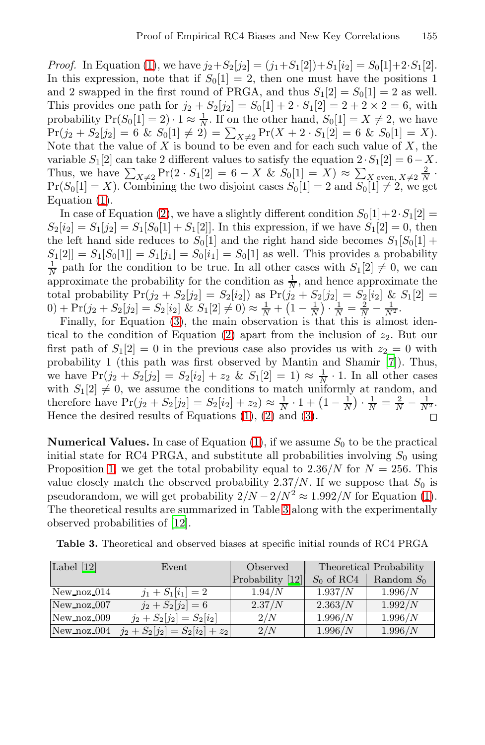*Proof.* In Equation (1), we have $j_2 + S_2[j_2] = (j_1 + S_1[2]) + S_1[i_2] = S_0[1] + 2 \cdot S_1[2]$. In this expression, note that if $S_0[1] = 2$, then one must have the positions 1 and 2 swapped in the first round of PRGA, and thus $S_1[2] = S_0[1] = 2$ as well. This provides one path for $j_2 + S_2[j_2] = S_0[1] + 2 \cdot S_1[2] = 2 + 2 \times 2 = 6$, with probability $\Pr(S_0[1] = 2) \cdot 1 \approx \frac{1}{N}$. If on the other hand, $S_0[1] = X \neq 2$, we have $\Pr(j_2 + S_2[j_2] = 6 \ \& \ S_0[1] \neq 2) = \sum_{X \neq 2} \Pr(X + 2 \cdot S_1[2] = 6 \ \& \ S_0[1] = X)$. Note that the value of $X$ is bound to be even and for each such value of $X$, the variable $S_1[2]$ can take 2 different values to satisfy the equation $2 \cdot S_1[2] = 6 - X$. Thus, we have $\sum_{X \neq 2} \Pr(2 \cdot S_1[2] = 6 - X \ \& \ S_0[1] = X) \approx \sum_{X \text{ even}, X \neq 2} \frac{2}{N} \cdot \Pr(S_0[1] = X)$. Combining the two disjoint cases $S_0[1] = 2$ and $S_0[1] \neq 2$, we get Equation (1).

In case of Equation (2), we have a slightly different condition $S_0[1] + 2 \cdot S_1[2] = S_2[i_2] = S_1[j_2] = S_1[S_0[1] + S_1[2]]$. In this expression, if we have $S_1[2] = 0$, then the left hand side reduces to $S_0[1]$ and the right hand side becomes $S_1[S_0[1] + S_1[2]] = S_1[S_0[1]] = S_1[j_1] = S_0[i_1] = S_0[1]$ as well. This provides a probability $\frac{1}{N}$ path for the condition to be true. In all other cases with $S_1[2] \neq 0$, we can approximate the probability for the condition as $\frac{1}{N}$, and hence approximate the total probability $\Pr(j_2 + S_2[j_2] = S_2[i_2])$ as $\Pr(j_2 + S_2[j_2] = S_2[i_2] \ \& \ S_1[2] = 0) + \Pr(j_2 + S_2[j_2] = S_2[i_2] \ \& \ S_1[2] \neq 0) \approx \frac{1}{N} + \left(1 - \frac{1}{N}\right) \cdot \frac{1}{N} = \frac{2}{N} - \frac{1}{N^2}$.

Finally, for Equation (3), the main observation is that this is almost identical to the condition of Equation (2) apart from the inclusion of $z_2$. But our first path of $S_1[2] = 0$ in the previous case also provides us with $z_2 = 0$ with probability 1 (this path was first observed by Mantin and Shamir [7]). Thus, we have $\Pr(j_2 + S_2[j_2] = S_2[i_2] + z_2 \ \& \ S_1[2] = 1) \approx \frac{1}{N} \cdot 1$. In all other cases with $S_1[2] \neq 0$, we assume the conditions to match uniformly at random, and therefore have $\Pr(j_2 + S_2[j_2] = S_2[i_2] + z_2) \approx \frac{1}{N} \cdot 1 + \left(1 - \frac{1}{N}\right) \cdot \frac{1}{N} = \frac{2}{N} - \frac{1}{N^2}$. Hence the desired results of Equations (1), (2) and (3). □

**Numerical Values.** In case of Equation (1), if we assume $S_0$ to be the practical initial state for RC4 PRGA, and substitute all probabilities involving $S_0$ using Proposition 1, we get the total probability equal to $2.36/N$ for $N = 256$. This value closely match the observed probability $2.37/N$. If we suppose that $S_0$ is pseudorandom, we will get probability $2/N - 2/N^2 \approx 1.992/N$ for Equation (1). The theoretical results are summarized in Table 3 along with the experimentally observed probabilities of [12].

**Table 3.** Theoretical and observed biases at specific initial rounds of RC4 PRGA

| Label [12] | Event | Observed Probability [12] | Theoretical Probability | |
|---|---|---|---|---|
| | | | $S_0$ of RC4 | Random $S_0$ |
| New_noz_014 | $j_1 + S_1[i_1] = 2$ | $1.94/N$ | $1.937/N$ | $1.996/N$ |
| New_noz_007 | $j_2 + S_2[j_2] = 6$ | $2.37/N$ | $2.363/N$ | $1.992/N$ |
| New_noz_009 | $j_2 + S_2[j_2] = S_2[i_2]$ | $2/N$ | $1.996/N$ | $1.996/N$ |
| New_noz_004 | $j_2 + S_2[j_2] = S_2[i_2] + z_2$ | $2/N$ | $1.996/N$ | $1.996/N$ |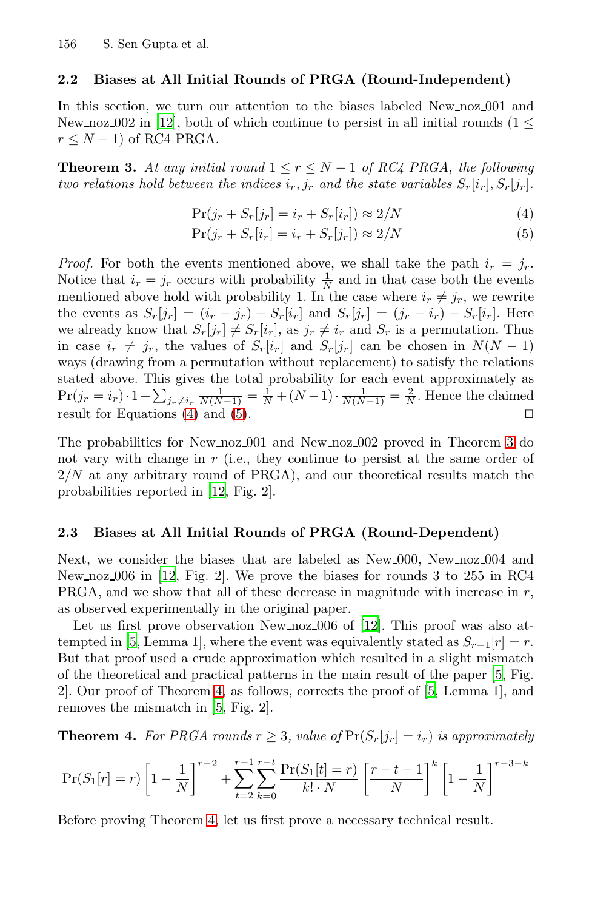## 2.2 Biases at All Initial Rounds of PRGA (Round-Independent)

In this section, we turn our attention to the biases labeled New_noz_001 and New_noz_002 in [12], both of which continue to persist in all initial rounds ($1 \leq r \leq N-1$) of RC4 PRGA.

**Theorem 3.** *At any initial round $1 \leq r \leq N-1$ of RC4 PRGA, the following two relations hold between the indices $i_r, j_r$ and the state variables $S_r[i_r], S_r[j_r]$.*

$$\Pr(j_r + S_r[j_r] = i_r + S_r[i_r]) \approx 2/N \tag{4}$$

$$\Pr(j_r + S_r[i_r] = i_r + S_r[j_r]) \approx 2/N \tag{5}$$

*Proof.* For both the events mentioned above, we shall take the path $i_r = j_r$. Notice that $i_r = j_r$ occurs with probability $\frac{1}{N}$ and in that case both the events mentioned above hold with probability 1. In the case where $i_r \neq j_r$, we rewrite the events as $S_r[j_r] = (i_r - j_r) + S_r[i_r]$ and $S_r[j_r] = (j_r - i_r) + S_r[i_r]$. Here we already know that $S_r[j_r] \neq S_r[i_r]$, as $j_r \neq i_r$ and $S_r$ is a permutation. Thus in case $i_r \neq j_r$, the values of $S_r[i_r]$ and $S_r[j_r]$ can be chosen in $N(N-1)$ ways (drawing from a permutation without replacement) to satisfy the relations stated above. This gives the total probability for each event approximately as $\Pr(j_r = i_r) \cdot 1 + \sum_{j_r \neq i_r} \frac{1}{N(N-1)} = \frac{1}{N} + (N-1) \cdot \frac{1}{N(N-1)} = \frac{2}{N}$. Hence the claimed result for Equations (4) and (5). ◻

The probabilities for New_noz_001 and New_noz_002 proved in Theorem 3 do not vary with change in $r$ (i.e., they continue to persist at the same order of $2/N$ at any arbitrary round of PRGA), and our theoretical results match the probabilities reported in [12, Fig. 2].

## 2.3 Biases at All Initial Rounds of PRGA (Round-Dependent)

Next, we consider the biases that are labeled as New_000, New_noz_004 and New_noz_006 in [12, Fig. 2]. We prove the biases for rounds 3 to 255 in RC4 PRGA, and we show that all of these decrease in magnitude with increase in $r$, as observed experimentally in the original paper.

Let us first prove observation New_noz_006 of [12]. This proof was also attempted in [5, Lemma 1], where the event was equivalently stated as $S_{r-1}[r] = r$. But that proof used a crude approximation which resulted in a slight mismatch of the theoretical and practical patterns in the main result of the paper [5, Fig. 2]. Our proof of Theorem 4, as follows, corrects the proof of [5, Lemma 1], and removes the mismatch in [5, Fig. 2].

**Theorem 4.** *For PRGA rounds $r \geq 3$, value of $\Pr(S_r[j_r] = i_r)$ is approximately*

$$\Pr(S_1[r] = r) \left[1 - \frac{1}{N}\right]^{r-2} + \sum_{t=2}^{r-1} \sum_{k=0}^{r-t} \frac{\Pr(S_1[t] = r)}{k! \cdot N} \left[\frac{r-t-1}{N}\right]^k \left[1 - \frac{1}{N}\right]^{r-3-k}$$

Before proving Theorem 4, let us first prove a necessary technical result.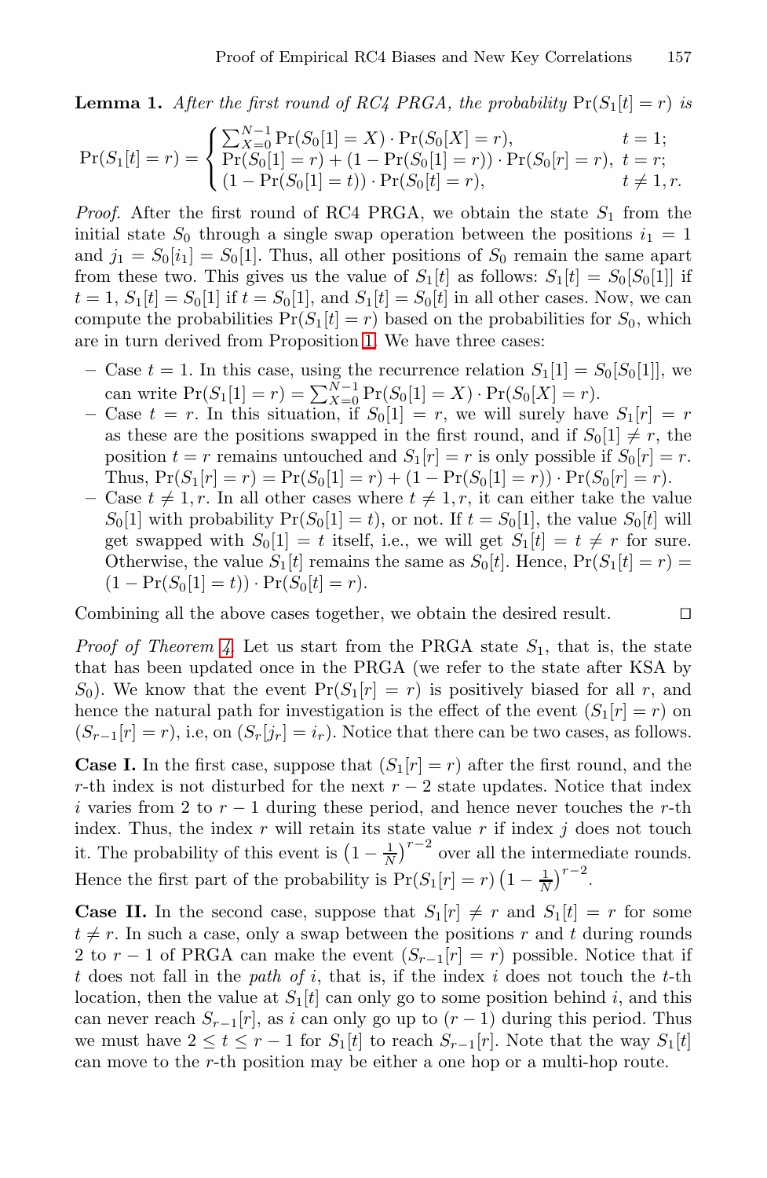**Lemma 1.** *After the first round of RC4 PRGA, the probability* $\Pr(S_1[t] = r)$ *is*

$$\Pr(S_1[t] = r) = \begin{cases} \sum_{X=0}^{N-1} \Pr(S_0[1] = X) \cdot \Pr(S_0[X] = r), & t = 1; \\ \Pr(S_0[1] = r) + (1 - \Pr(S_0[1] = r)) \cdot \Pr(S_0[r] = r), & t = r; \\ (1 - \Pr(S_0[1] = t)) \cdot \Pr(S_0[t] = r), & t \neq 1, r. \end{cases}$$

*Proof.* After the first round of RC4 PRGA, we obtain the state $S_1$ from the initial state $S_0$ through a single swap operation between the positions $i_1 = 1$ and $j_1 = S_0[i_1] = S_0[1]$. Thus, all other positions of $S_0$ remain the same apart from these two. This gives us the value of $S_1[t]$ as follows: $S_1[t] = S_0[S_0[1]]$ if $t = 1$, $S_1[t] = S_0[1]$ if $t = S_0[1]$, and $S_1[t] = S_0[t]$ in all other cases. Now, we can compute the probabilities $\Pr(S_1[t] = r)$ based on the probabilities for $S_0$, which are in turn derived from Proposition 1. We have three cases:

- Case $t = 1$. In this case, using the recurrence relation $S_1[1] = S_0[S_0[1]]$, we can write $\Pr(S_1[1] = r) = \sum_{X=0}^{N-1} \Pr(S_0[1] = X) \cdot \Pr(S_0[X] = r)$.
- Case $t = r$. In this situation, if $S_0[1] = r$, we will surely have $S_1[r] = r$ as these are the positions swapped in the first round, and if $S_0[1] \neq r$, the position $t = r$ remains untouched and $S_1[r] = r$ is only possible if $S_0[r] = r$. Thus, $\Pr(S_1[r] = r) = \Pr(S_0[1] = r) + (1 - \Pr(S_0[1] = r)) \cdot \Pr(S_0[r] = r)$.
- Case $t \neq 1, r$. In all other cases where $t \neq 1, r$, it can either take the value $S_0[1]$ with probability $\Pr(S_0[1] = t)$, or not. If $t = S_0[1]$, the value $S_0[t]$ will get swapped with $S_0[1] = t$ itself, i.e., we will get $S_1[t] = t \neq r$ for sure. Otherwise, the value $S_1[t]$ remains the same as $S_0[t]$. Hence, $\Pr(S_1[t] = r) = (1 - \Pr(S_0[1] = t)) \cdot \Pr(S_0[t] = r)$.

Combining all the above cases together, we obtain the desired result. ◻

*Proof of Theorem 4.* Let us start from the PRGA state $S_1$, that is, the state that has been updated once in the PRGA (we refer to the state after KSA by $S_0$). We know that the event $\Pr(S_1[r] = r)$ is positively biased for all $r$, and hence the natural path for investigation is the effect of the event $(S_1[r] = r)$ on $(S_{r-1}[r] = r)$, i.e, on $(S_r[j_r] = i_r)$. Notice that there can be two cases, as follows.

**Case I.** In the first case, suppose that $(S_1[r] = r)$ after the first round, and the $r$-th index is not disturbed for the next $r - 2$ state updates. Notice that index $i$ varies from 2 to $r - 1$ during these period, and hence never touches the $r$-th index. Thus, the index $r$ will retain its state value $r$ if index $j$ does not touch it. The probability of this event is $\left(1 - \frac{1}{N}\right)^{r-2}$ over all the intermediate rounds. Hence the first part of the probability is $\Pr(S_1[r] = r) \left(1 - \frac{1}{N}\right)^{r-2}$.

**Case II.** In the second case, suppose that $S_1[r] \neq r$ and $S_1[t] = r$ for some $t \neq r$. In such a case, only a swap between the positions $r$ and $t$ during rounds 2 to $r - 1$ of PRGA can make the event $(S_{r-1}[r] = r)$ possible. Notice that if $t$ does not fall in the *path of* $i$, that is, if the index $i$ does not touch the $t$-th location, then the value at $S_1[t]$ can only go to some position behind $i$, and this can never reach $S_{r-1}[r]$, as $i$ can only go up to $(r - 1)$ during this period. Thus we must have $2 \leq t \leq r - 1$ for $S_1[t]$ to reach $S_{r-1}[r]$. Note that the way $S_1[t]$ can move to the $r$-th position may be either a one hop or a multi-hop route.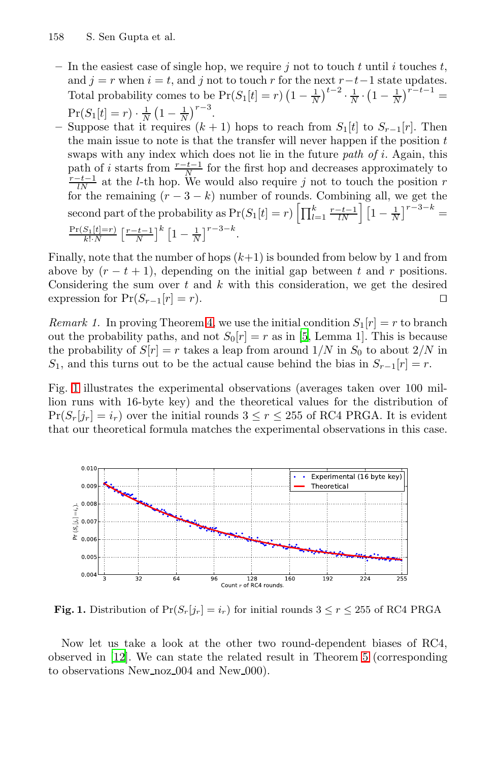- In the easiest case of single hop, we require $j$ not to touch $t$ until $i$ touches $t$, and $j = r$ when $i = t$, and $j$ not to touch $r$ for the next $r-t-1$ state updates. Total probability comes to be $\Pr(S_1[t] = r)\left(1 - \frac{1}{N}\right)^{t-2} \cdot \frac{1}{N} \cdot \left(1 - \frac{1}{N}\right)^{r-t-1} = \Pr(S_1[t] = r) \cdot \frac{1}{N}\left(1 - \frac{1}{N}\right)^{r-3}$.
- Suppose that it requires $(k+1)$ hops to reach from $S_1[t]$ to $S_{r-1}[r]$. Then the main issue to note is that the transfer will never happen if the position $t$ swaps with any index which does not lie in the future *path of* $i$. Again, this path of $i$ starts from $\frac{r-t-1}{N}$ for the first hop and decreases approximately to $\frac{r-t-1}{lN}$ at the $l$-th hop. We would also require $j$ not to touch the position $r$ for the remaining $(r-3-k)$ number of rounds. Combining all, we get the second part of the probability as $\Pr(S_1[t] = r)\left[\prod_{l=1}^{k} \frac{r-t-1}{lN}\right]\left[1 - \frac{1}{N}\right]^{r-3-k} = \frac{\Pr(S_1[t]=r)}{k! \cdot N}\left[\frac{r-t-1}{N}\right]^{k}\left[1 - \frac{1}{N}\right]^{r-3-k}$.

Finally, note that the number of hops $(k+1)$ is bounded from below by 1 and from above by $(r-t+1)$, depending on the initial gap between $t$ and $r$ positions. Considering the sum over $t$ and $k$ with this consideration, we get the desired expression for $\Pr(S_{r-1}[r] = r)$. ◻

*Remark 1.* In proving Theorem 4, we use the initial condition $S_1[r] = r$ to branch out the probability paths, and not $S_0[r] = r$ as in [5, Lemma 1]. This is because the probability of $S[r] = r$ takes a leap from around $1/N$ in $S_0$ to about $2/N$ in $S_1$, and this turns out to be the actual cause behind the bias in $S_{r-1}[r] = r$.

Fig. 1 illustrates the experimental observations (averages taken over 100 million runs with 16-byte key) and the theoretical values for the distribution of $\Pr(S_r[j_r] = i_r)$ over the initial rounds $3 \le r \le 255$ of RC4 PRGA. It is evident that our theoretical formula matches the experimental observations in this case.

**Fig. 1.** Distribution of $\Pr(S_r[j_r] = i_r)$ for initial rounds $3 \le r \le 255$ of RC4 PRGA

Now let us take a look at the other two round-dependent biases of RC4, observed in [12]. We can state the related result in Theorem 5 (corresponding to observations New_noz_004 and New_000).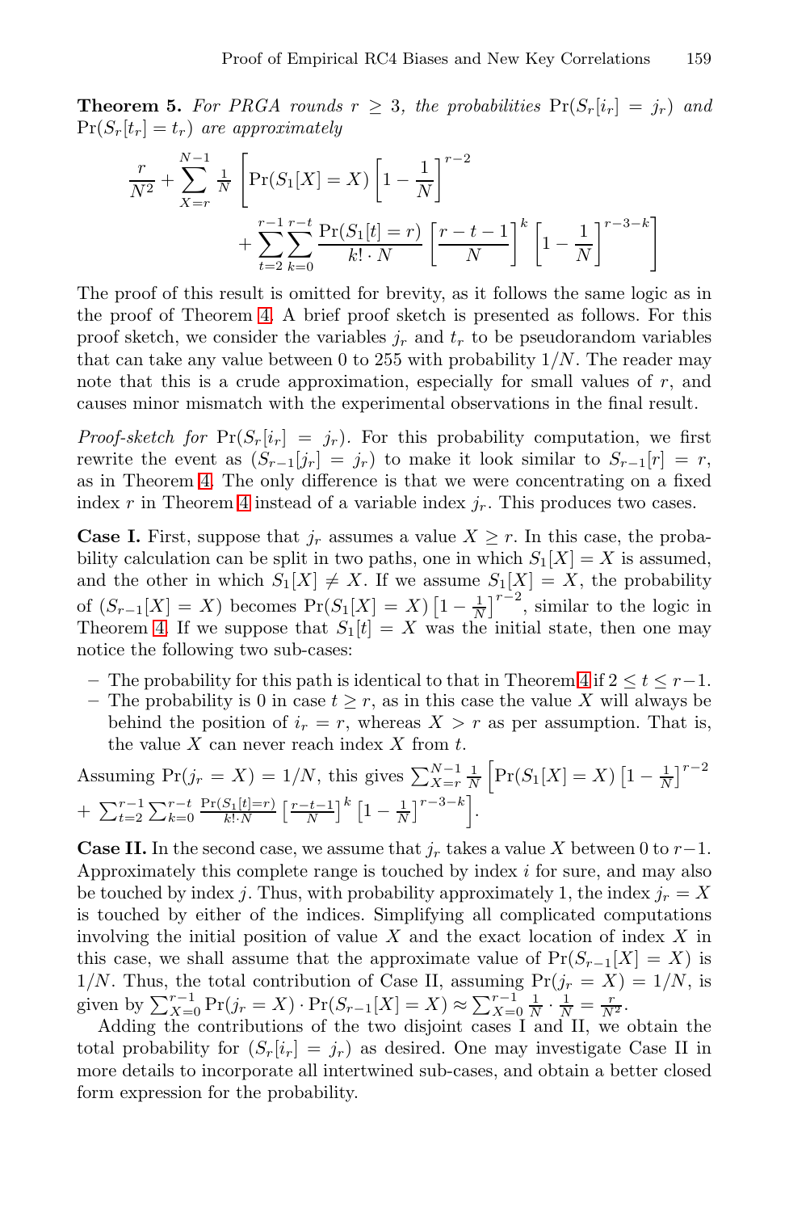**Theorem 5.** *For PRGA rounds $r \geq 3$, the probabilities* $\Pr(S_r[i_r] = j_r)$ *and* $\Pr(S_r[t_r] = t_r)$ *are approximately*

$$\frac{r}{N^2} + \sum_{X=r}^{N-1} \frac{1}{N} \left[ \Pr(S_1[X] = X) \left[1 - \frac{1}{N}\right]^{r-2} + \sum_{t=2}^{r-1} \sum_{k=0}^{r-t} \frac{\Pr(S_1[t] = r)}{k! \cdot N} \left[\frac{r-t-1}{N}\right]^k \left[1 - \frac{1}{N}\right]^{r-3-k} \right]$$

The proof of this result is omitted for brevity, as it follows the same logic as in the proof of Theorem 4. A brief proof sketch is presented as follows. For this proof sketch, we consider the variables $j_r$ and $t_r$ to be pseudorandom variables that can take any value between 0 to 255 with probability $1/N$. The reader may note that this is a crude approximation, especially for small values of $r$, and causes minor mismatch with the experimental observations in the final result.

*Proof-sketch for* $\Pr(S_r[i_r] = j_r)$. For this probability computation, we first rewrite the event as $(S_{r-1}[j_r] = j_r)$ to make it look similar to $S_{r-1}[r] = r$, as in Theorem 4. The only difference is that we were concentrating on a fixed index $r$ in Theorem 4 instead of a variable index $j_r$. This produces two cases.

**Case I.** First, suppose that $j_r$ assumes a value $X \geq r$. In this case, the probability calculation can be split in two paths, one in which $S_1[X] = X$ is assumed, and the other in which $S_1[X] \neq X$. If we assume $S_1[X] = X$, the probability of $(S_{r-1}[X] = X)$ becomes $\Pr(S_1[X] = X)\left[1 - \frac{1}{N}\right]^{r-2}$, similar to the logic in Theorem 4. If we suppose that $S_1[t] = X$ was the initial state, then one may notice the following two sub-cases:

- The probability for this path is identical to that in Theorem 4 if $2 \leq t \leq r-1$.
- The probability is 0 in case $t \geq r$, as in this case the value $X$ will always be behind the position of $i_r = r$, whereas $X > r$ as per assumption. That is, the value $X$ can never reach index $X$ from $t$.

Assuming $\Pr(j_r = X) = 1/N$, this gives $\sum_{X=r}^{N-1} \frac{1}{N} \left[\Pr(S_1[X] = X)\left[1 - \frac{1}{N}\right]^{r-2} + \sum_{t=2}^{r-1} \sum_{k=0}^{r-t} \frac{\Pr(S_1[t]=r)}{k! \cdot N} \left[\frac{r-t-1}{N}\right]^k \left[1 - \frac{1}{N}\right]^{r-3-k}\right]$.

**Case II.** In the second case, we assume that $j_r$ takes a value $X$ between 0 to $r-1$. Approximately this complete range is touched by index $i$ for sure, and may also be touched by index $j$. Thus, with probability approximately 1, the index $j_r = X$ is touched by either of the indices. Simplifying all complicated computations involving the initial position of value $X$ and the exact location of index $X$ in this case, we shall assume that the approximate value of $\Pr(S_{r-1}[X] = X)$ is $1/N$. Thus, the total contribution of Case II, assuming $\Pr(j_r = X) = 1/N$, is given by $\sum_{X=0}^{r-1} \Pr(j_r = X) \cdot \Pr(S_{r-1}[X] = X) \approx \sum_{X=0}^{r-1} \frac{1}{N} \cdot \frac{1}{N} = \frac{r}{N^2}$.

Adding the contributions of the two disjoint cases I and II, we obtain the total probability for $(S_r[i_r] = j_r)$ as desired. One may investigate Case II in more details to incorporate all intertwined sub-cases, and obtain a better closed form expression for the probability.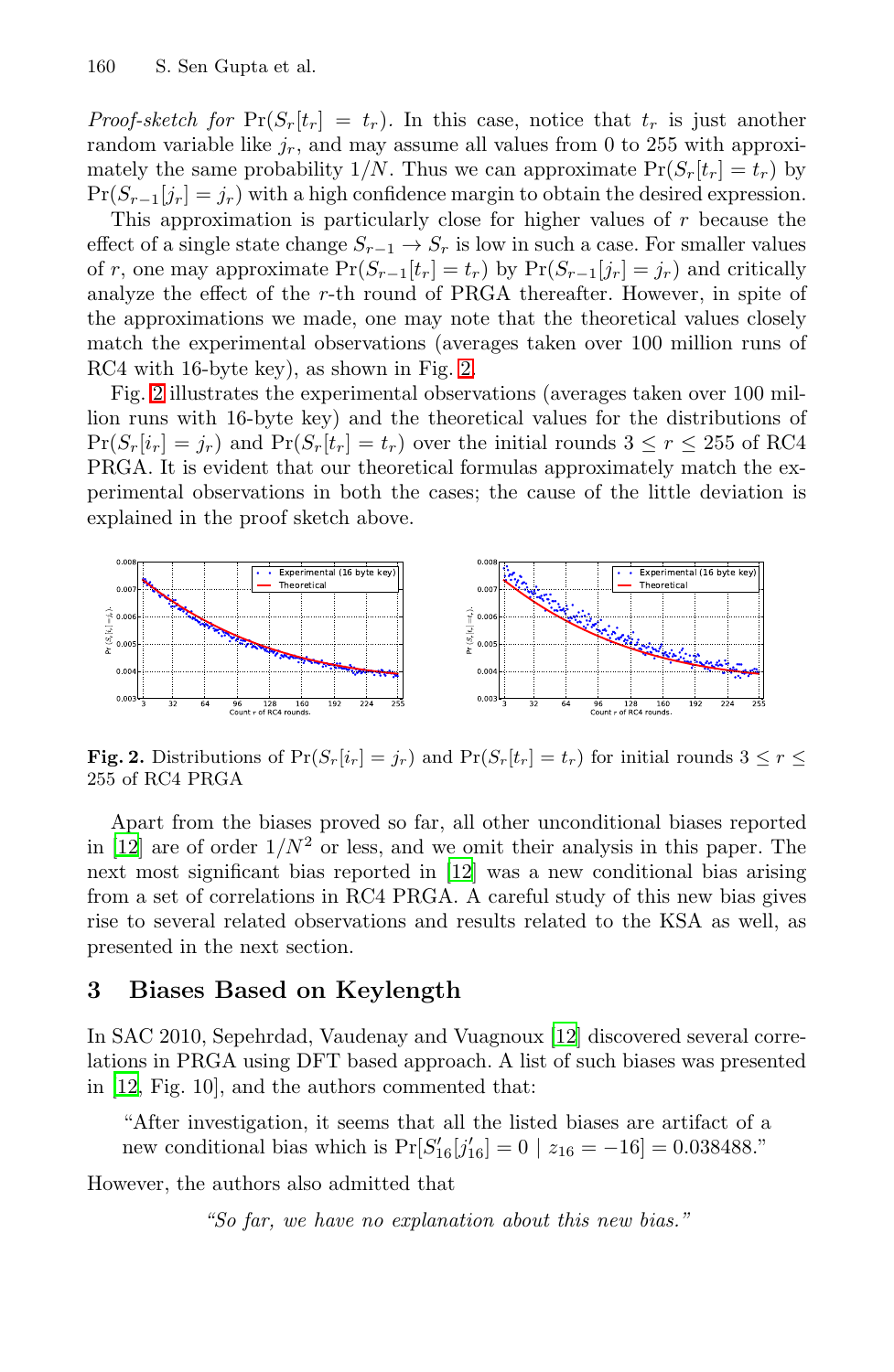*Proof-sketch for* $\Pr(S_r[t_r] = t_r)$. In this case, notice that $t_r$ is just another random variable like $j_r$, and may assume all values from 0 to 255 with approximately the same probability $1/N$. Thus we can approximate $\Pr(S_r[t_r] = t_r)$ by $\Pr(S_{r-1}[j_r] = j_r)$ with a high confidence margin to obtain the desired expression.

This approximation is particularly close for higher values of $r$ because the effect of a single state change $S_{r-1} \to S_r$ is low in such a case. For smaller values of $r$, one may approximate $\Pr(S_{r-1}[t_r] = t_r)$ by $\Pr(S_{r-1}[j_r] = j_r)$ and critically analyze the effect of the $r$-th round of PRGA thereafter. However, in spite of the approximations we made, one may note that the theoretical values closely match the experimental observations (averages taken over 100 million runs of RC4 with 16-byte key), as shown in Fig. 2.

Fig. 2 illustrates the experimental observations (averages taken over 100 million runs with 16-byte key) and the theoretical values for the distributions of $\Pr(S_r[i_r] = j_r)$ and $\Pr(S_r[t_r] = t_r)$ over the initial rounds $3 \leq r \leq 255$ of RC4 PRGA. It is evident that our theoretical formulas approximately match the experimental observations in both the cases; the cause of the little deviation is explained in the proof sketch above.

**Fig. 2.** Distributions of $\Pr(S_r[i_r] = j_r)$ and $\Pr(S_r[t_r] = t_r)$ for initial rounds $3 \leq r \leq 255$ of RC4 PRGA

Apart from the biases proved so far, all other unconditional biases reported in [12] are of order $1/N^2$ or less, and we omit their analysis in this paper. The next most significant bias reported in [12] was a new conditional bias arising from a set of correlations in RC4 PRGA. A careful study of this new bias gives rise to several related observations and results related to the KSA as well, as presented in the next section.

## 3 Biases Based on Keylength

In SAC 2010, Sepehrdad, Vaudenay and Vuagnoux [12] discovered several correlations in PRGA using DFT based approach. A list of such biases was presented in [12, Fig. 10], and the authors commented that:

> "After investigation, it seems that all the listed biases are artifact of a new conditional bias which is $\Pr[S'_{16}[j'_{16}] = 0 \mid z_{16} = -16] = 0.038488$."

However, the authors also admitted that

> *"So far, we have no explanation about this new bias."*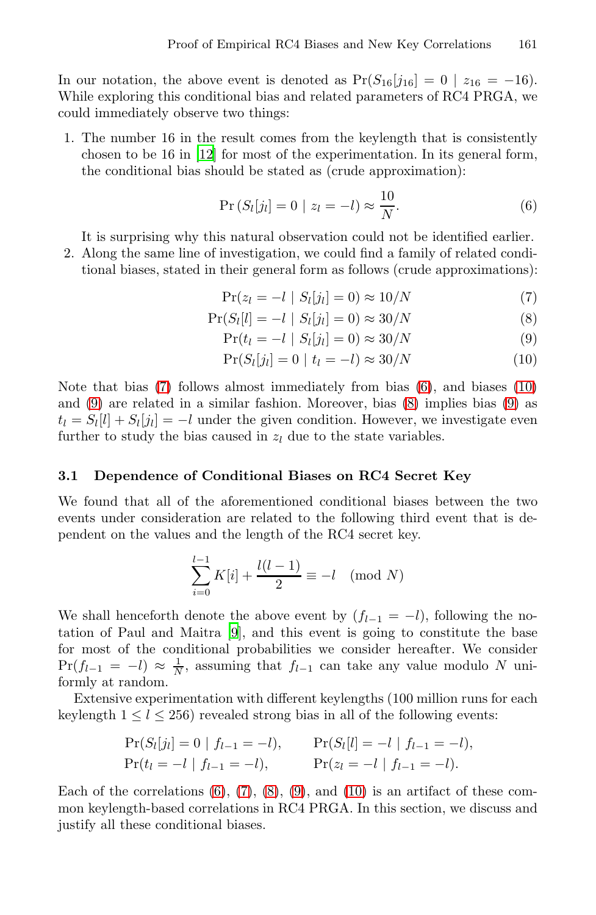In our notation, the above event is denoted as $\Pr(S_{16}[j_{16}] = 0 \mid z_{16} = -16)$. While exploring this conditional bias and related parameters of RC4 PRGA, we could immediately observe two things:

1. The number 16 in the result comes from the keylength that is consistently chosen to be 16 in [12] for most of the experimentation. In its general form, the conditional bias should be stated as (crude approximation):

$$\Pr\left(S_l[j_l] = 0 \mid z_l = -l\right) \approx \frac{10}{N}. \tag{6}$$

   It is surprising why this natural observation could not be identified earlier.

2. Along the same line of investigation, we could find a family of related conditional biases, stated in their general form as follows (crude approximations):

$$\Pr(z_l = -l \mid S_l[j_l] = 0) \approx 10/N \tag{7}$$

$$\Pr(S_l[l] = -l \mid S_l[j_l] = 0) \approx 30/N \tag{8}$$

$$\Pr(t_l = -l \mid S_l[j_l] = 0) \approx 30/N \tag{9}$$

$$\Pr(S_l[j_l] = 0 \mid t_l = -l) \approx 30/N \tag{10}$$

Note that bias (7) follows almost immediately from bias (6), and biases (10) and (9) are related in a similar fashion. Moreover, bias (8) implies bias (9) as $t_l = S_l[l] + S_l[j_l] = -l$ under the given condition. However, we investigate even further to study the bias caused in $z_l$ due to the state variables.

### 3.1 Dependence of Conditional Biases on RC4 Secret Key

We found that all of the aforementioned conditional biases between the two events under consideration are related to the following third event that is dependent on the values and the length of the RC4 secret key.

$$\sum_{i=0}^{l-1} K[i] + \frac{l(l-1)}{2} \equiv -l \pmod N$$

We shall henceforth denote the above event by $(f_{l-1} = -l)$, following the notation of Paul and Maitra [9], and this event is going to constitute the base for most of the conditional probabilities we consider hereafter. We consider $\Pr(f_{l-1} = -l) \approx \frac{1}{N}$, assuming that $f_{l-1}$ can take any value modulo $N$ uniformly at random.

Extensive experimentation with different keylengths (100 million runs for each keylength $1 \le l \le 256$) revealed strong bias in all of the following events:

$$\Pr(S_l[j_l] = 0 \mid f_{l-1} = -l), \qquad \Pr(S_l[l] = -l \mid f_{l-1} = -l),$$
$$\Pr(t_l = -l \mid f_{l-1} = -l), \qquad \Pr(z_l = -l \mid f_{l-1} = -l).$$

Each of the correlations (6), (7), (8), (9), and (10) is an artifact of these common keylength-based correlations in RC4 PRGA. In this section, we discuss and justify all these conditional biases.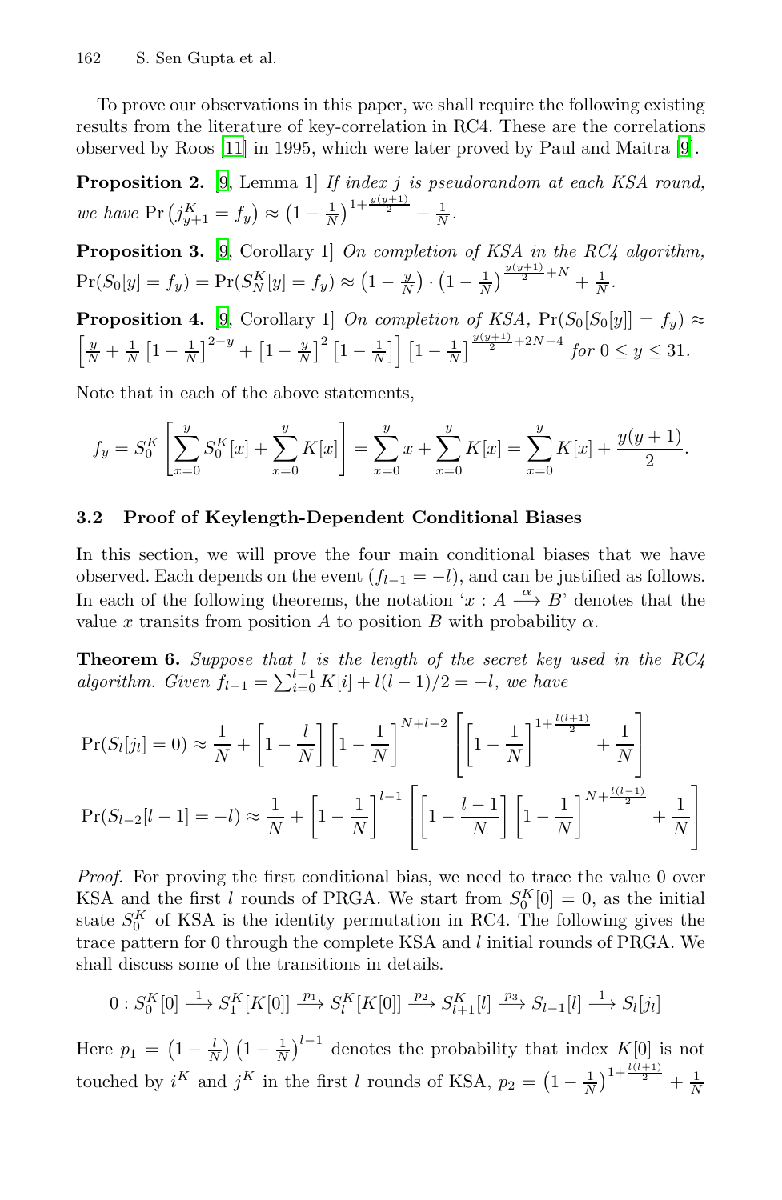To prove our observations in this paper, we shall require the following existing results from the literature of key-correlation in RC4. These are the correlations observed by Roos [11] in 1995, which were later proved by Paul and Maitra [9].

**Proposition 2.** [9, Lemma 1] *If index $j$ is pseudorandom at each KSA round, we have* $\Pr\left(j^K_{y+1} = f_y\right) \approx \left(1 - \frac{1}{N}\right)^{1+\frac{y(y+1)}{2}} + \frac{1}{N}$.

**Proposition 3.** [9, Corollary 1] *On completion of KSA in the RC4 algorithm,* $\Pr(S_0[y] = f_y) = \Pr(S^K_N[y] = f_y) \approx \left(1 - \frac{y}{N}\right) \cdot \left(1 - \frac{1}{N}\right)^{\frac{y(y+1)}{2}+N} + \frac{1}{N}$.

**Proposition 4.** [9, Corollary 1] *On completion of KSA,* $\Pr(S_0[S_0[y]] = f_y) \approx \left[\frac{y}{N} + \frac{1}{N}\left[1 - \frac{1}{N}\right]^{2-y} + \left[1 - \frac{y}{N}\right]^2\left[1 - \frac{1}{N}\right]\right]\left[1 - \frac{1}{N}\right]^{\frac{y(y+1)}{2}+2N-4}$ *for* $0 \le y \le 31$.

Note that in each of the above statements,

$$f_y = S^K_0\left[\sum_{x=0}^{y} S^K_0[x] + \sum_{x=0}^{y} K[x]\right] = \sum_{x=0}^{y} x + \sum_{x=0}^{y} K[x] = \sum_{x=0}^{y} K[x] + \frac{y(y+1)}{2}.$$

### 3.2 Proof of Keylength-Dependent Conditional Biases

In this section, we will prove the four main conditional biases that we have observed. Each depends on the event $(f_{l-1} = -l)$, and can be justified as follows. In each of the following theorems, the notation '$x : A \xrightarrow{\alpha} B$' denotes that the value $x$ transits from position $A$ to position $B$ with probability $\alpha$.

**Theorem 6.** *Suppose that $l$ is the length of the secret key used in the RC4 algorithm. Given $f_{l-1} = \sum_{i=0}^{l-1} K[i] + l(l-1)/2 = -l$, we have*

$$\Pr(S_l[j_l] = 0) \approx \frac{1}{N} + \left[1 - \frac{l}{N}\right]\left[1 - \frac{1}{N}\right]^{N+l-2}\left[\left[1 - \frac{1}{N}\right]^{1+\frac{l(l+1)}{2}} + \frac{1}{N}\right]$$

$$\Pr(S_{l-2}[l-1] = -l) \approx \frac{1}{N} + \left[1 - \frac{1}{N}\right]^{l-1}\left[\left[1 - \frac{l-1}{N}\right]\left[1 - \frac{1}{N}\right]^{N+\frac{l(l-1)}{2}} + \frac{1}{N}\right]$$

*Proof.* For proving the first conditional bias, we need to trace the value 0 over KSA and the first $l$ rounds of PRGA. We start from $S^K_0[0] = 0$, as the initial state $S^K_0$ of KSA is the identity permutation in RC4. The following gives the trace pattern for 0 through the complete KSA and $l$ initial rounds of PRGA. We shall discuss some of the transitions in details.

$$0 : S^K_0[0] \xrightarrow{1} S^K_1[K[0]] \xrightarrow{p_1} S^K_l[K[0]] \xrightarrow{p_2} S^K_{l+1}[l] \xrightarrow{p_3} S_{l-1}[l] \xrightarrow{1} S_l[j_l]$$

Here $p_1 = \left(1 - \frac{l}{N}\right)\left(1 - \frac{1}{N}\right)^{l-1}$ denotes the probability that index $K[0]$ is not touched by $i^K$ and $j^K$ in the first $l$ rounds of KSA, $p_2 = \left(1 - \frac{1}{N}\right)^{1+\frac{l(l+1)}{2}} + \frac{1}{N}$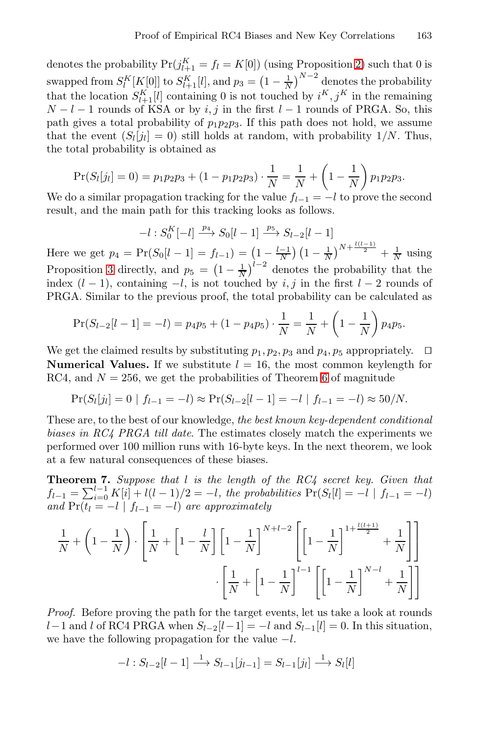denotes the probability $\Pr(j^K_{l+1} = f_l = K[0])$ (using Proposition 2) such that 0 is swapped from $S^K_l[K[0]]$ to $S^K_{l+1}[l]$, and $p_3 = \left(1 - \frac{1}{N}\right)^{N-2}$ denotes the probability that the location $S^K_{l+1}[l]$ containing 0 is not touched by $i^K, j^K$ in the remaining $N - l - 1$ rounds of KSA or by $i, j$ in the first $l - 1$ rounds of PRGA. So, this path gives a total probability of $p_1p_2p_3$. If this path does not hold, we assume that the event $(S_l[j_l] = 0)$ still holds at random, with probability $1/N$. Thus, the total probability is obtained as

$$\Pr(S_l[j_l] = 0) = p_1p_2p_3 + (1 - p_1p_2p_3) \cdot \frac{1}{N} = \frac{1}{N} + \left(1 - \frac{1}{N}\right) p_1p_2p_3.$$

We do a similar propagation tracking for the value $f_{l-1} = -l$ to prove the second result, and the main path for this tracking looks as follows.

$$-l : S^K_0[-l] \xrightarrow{p_4} S_0[l-1] \xrightarrow{p_5} S_{l-2}[l-1]$$

Here we get $p_4 = \Pr(S_0[l-1] = f_{l-1}) = \left(1 - \frac{l-1}{N}\right)\left(1 - \frac{1}{N}\right)^{N + \frac{l(l-1)}{2}} + \frac{1}{N}$ using Proposition 3 directly, and $p_5 = \left(1 - \frac{1}{N}\right)^{l-2}$ denotes the probability that the index $(l-1)$, containing $-l$, is not touched by $i, j$ in the first $l-2$ rounds of PRGA. Similar to the previous proof, the total probability can be calculated as

$$\Pr(S_{l-2}[l-1] = -l) = p_4p_5 + (1 - p_4p_5) \cdot \frac{1}{N} = \frac{1}{N} + \left(1 - \frac{1}{N}\right) p_4p_5.$$

We get the claimed results by substituting $p_1, p_2, p_3$ and $p_4, p_5$ appropriately. $\square$

**Numerical Values.** If we substitute $l = 16$, the most common keylength for RC4, and $N = 256$, we get the probabilities of Theorem 6 of magnitude

$$\Pr(S_l[j_l] = 0 \mid f_{l-1} = -l) \approx \Pr(S_{l-2}[l-1] = -l \mid f_{l-1} = -l) \approx 50/N.$$

These are, to the best of our knowledge, *the best known key-dependent conditional biases in RC4 PRGA till date*. The estimates closely match the experiments we performed over 100 million runs with 16-byte keys. In the next theorem, we look at a few natural consequences of these biases.

**Theorem 7.** *Suppose that $l$ is the length of the RC4 secret key. Given that $f_{l-1} = \sum_{i=0}^{l-1} K[i] + l(l-1)/2 = -l$, the probabilities $\Pr(S_l[l] = -l \mid f_{l-1} = -l)$ and $\Pr(t_l = -l \mid f_{l-1} = -l)$ are approximately*

$$\frac{1}{N} + \left(1 - \frac{1}{N}\right) \cdot \left[\frac{1}{N} + \left[1 - \frac{l}{N}\right]\left[1 - \frac{1}{N}\right]^{N+l-2}\left[\left[1 - \frac{1}{N}\right]^{1 + \frac{l(l+1)}{2}} + \frac{1}{N}\right]\right] \cdot \left[\frac{1}{N} + \left[1 - \frac{1}{N}\right]^{l-1}\left[\left[1 - \frac{1}{N}\right]^{N-l} + \frac{1}{N}\right]\right]$$

*Proof.* Before proving the path for the target events, let us take a look at rounds $l-1$ and $l$ of RC4 PRGA when $S_{l-2}[l-1] = -l$ and $S_{l-1}[l] = 0$. In this situation, we have the following propagation for the value $-l$.

$$-l : S_{l-2}[l-1] \xrightarrow{1} S_{l-1}[j_{l-1}] = S_{l-1}[j_l] \xrightarrow{1} S_l[l]$$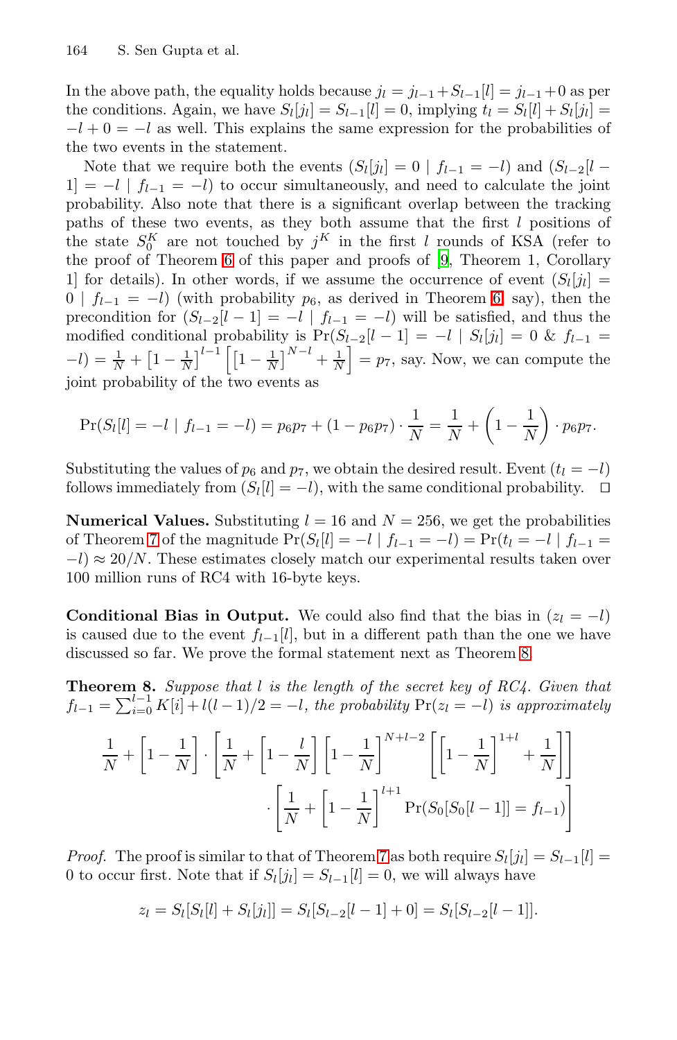In the above path, the equality holds because $j_l = j_{l-1} + S_{l-1}[l] = j_{l-1} + 0$ as per the conditions. Again, we have $S_l[j_l] = S_{l-1}[l] = 0$, implying $t_l = S_l[l] + S_l[j_l] = -l + 0 = -l$ as well. This explains the same expression for the probabilities of the two events in the statement.

Note that we require both the events $(S_l[j_l] = 0 \mid f_{l-1} = -l)$ and $(S_{l-2}[l-1] = -l \mid f_{l-1} = -l)$ to occur simultaneously, and need to calculate the joint probability. Also note that there is a significant overlap between the tracking paths of these two events, as they both assume that the first $l$ positions of the state $S_0^K$ are not touched by $j^K$ in the first $l$ rounds of KSA (refer to the proof of Theorem 6 of this paper and proofs of [9, Theorem 1, Corollary 1] for details). In other words, if we assume the occurrence of event $(S_l[j_l] = 0 \mid f_{l-1} = -l)$ (with probability $p_6$, as derived in Theorem 6, say), then the precondition for $(S_{l-2}[l-1] = -l \mid f_{l-1} = -l)$ will be satisfied, and thus the modified conditional probability is $\Pr(S_{l-2}[l-1] = -l \mid S_l[j_l] = 0 \text{ \& } f_{l-1} = -l) = \frac{1}{N} + \left[1 - \frac{1}{N}\right]^{l-1}\left[\left[1 - \frac{1}{N}\right]^{N-l} + \frac{1}{N}\right] = p_7$, say. Now, we can compute the joint probability of the two events as

$$\Pr(S_l[l] = -l \mid f_{l-1} = -l) = p_6 p_7 + (1 - p_6 p_7) \cdot \frac{1}{N} = \frac{1}{N} + \left(1 - \frac{1}{N}\right) \cdot p_6 p_7.$$

Substituting the values of $p_6$ and $p_7$, we obtain the desired result. Event $(t_l = -l)$ follows immediately from $(S_l[l] = -l)$, with the same conditional probability. □

**Numerical Values.** Substituting $l = 16$ and $N = 256$, we get the probabilities of Theorem 7 of the magnitude $\Pr(S_l[l] = -l \mid f_{l-1} = -l) = \Pr(t_l = -l \mid f_{l-1} = -l) \approx 20/N$. These estimates closely match our experimental results taken over 100 million runs of RC4 with 16-byte keys.

**Conditional Bias in Output.** We could also find that the bias in $(z_l = -l)$ is caused due to the event $f_{l-1}[l]$, but in a different path than the one we have discussed so far. We prove the formal statement next as Theorem 8.

**Theorem 8.** *Suppose that $l$ is the length of the secret key of RC4. Given that $f_{l-1} = \sum_{i=0}^{l-1} K[i] + l(l-1)/2 = -l$, the probability $\Pr(z_l = -l)$ is approximately*

$$\frac{1}{N} + \left[1 - \frac{1}{N}\right] \cdot \left[\frac{1}{N} + \left[1 - \frac{l}{N}\right]\left[1 - \frac{1}{N}\right]^{N+l-2}\left[\left[1 - \frac{1}{N}\right]^{1+l} + \frac{1}{N}\right]\right]$$
$$\cdot \left[\frac{1}{N} + \left[1 - \frac{1}{N}\right]^{l+1} \Pr(S_0[S_0[l-1]] = f_{l-1})\right]$$

*Proof.* The proof is similar to that of Theorem 7 as both require $S_l[j_l] = S_{l-1}[l] = 0$ to occur first. Note that if $S_l[j_l] = S_{l-1}[l] = 0$, we will always have

$$z_l = S_l[S_l[l] + S_l[j_l]] = S_l[S_{l-2}[l-1] + 0] = S_l[S_{l-2}[l-1]].$$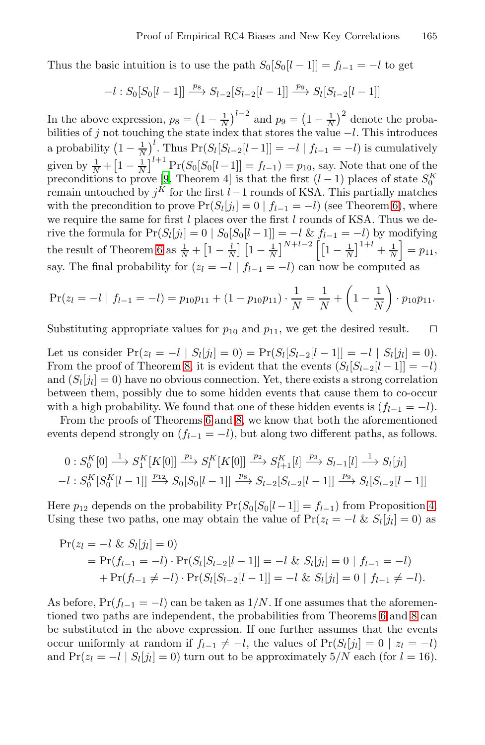Thus the basic intuition is to use the path $S_0[S_0[l-1]] = f_{l-1} = -l$ to get

$$-l : S_0[S_0[l-1]] \xrightarrow{p_8} S_{l-2}[S_{l-2}[l-1]] \xrightarrow{p_9} S_l[S_{l-2}[l-1]]$$

In the above expression, $p_8 = \left(1 - \frac{1}{N}\right)^{l-2}$ and $p_9 = \left(1 - \frac{1}{N}\right)^2$ denote the probabilities of $j$ not touching the state index that stores the value $-l$. This introduces a probability $\left(1 - \frac{1}{N}\right)^l$. Thus $\Pr(S_l[S_{l-2}[l-1]] = -l \mid f_{l-1} = -l)$ is cumulatively given by $\frac{1}{N} + \left[1 - \frac{1}{N}\right]^{l+1} \Pr(S_0[S_0[l-1]] = f_{l-1}) = p_{10}$, say. Note that one of the preconditions to prove [9, Theorem 4] is that the first $(l-1)$ places of state $S_0^K$ remain untouched by $j^K$ for the first $l-1$ rounds of KSA. This partially matches with the precondition to prove $\Pr(S_l[j_l] = 0 \mid f_{l-1} = -l)$ (see Theorem 6), where we require the same for first $l$ places over the first $l$ rounds of KSA. Thus we derive the formula for $\Pr(S_l[j_l] = 0 \mid S_0[S_0[l-1]] = -l \ \& \ f_{l-1} = -l)$ by modifying the result of Theorem 6 as $\frac{1}{N} + \left[1 - \frac{l}{N}\right]\left[1 - \frac{1}{N}\right]^{N+l-2}\left[\left[1 - \frac{1}{N}\right]^{1+l} + \frac{1}{N}\right] = p_{11}$, say. The final probability for $(z_l = -l \mid f_{l-1} = -l)$ can now be computed as

$$\Pr(z_l = -l \mid f_{l-1} = -l) = p_{10}p_{11} + (1 - p_{10}p_{11}) \cdot \frac{1}{N} = \frac{1}{N} + \left(1 - \frac{1}{N}\right) \cdot p_{10}p_{11}.$$

Substituting appropriate values for $p_{10}$ and $p_{11}$, we get the desired result. □

Let us consider $\Pr(z_l = -l \mid S_l[j_l] = 0) = \Pr(S_l[S_{l-2}[l-1]] = -l \mid S_l[j_l] = 0)$. From the proof of Theorem 8, it is evident that the events $(S_l[S_{l-2}[l-1]] = -l)$ and $(S_l[j_l] = 0)$ have no obvious connection. Yet, there exists a strong correlation between them, possibly due to some hidden events that cause them to co-occur with a high probability. We found that one of these hidden events is $(f_{l-1} = -l)$.

From the proofs of Theorems 6 and 8, we know that both the aforementioned events depend strongly on $(f_{l-1} = -l)$, but along two different paths, as follows.

$$0 : S_0^K[0] \xrightarrow{1} S_1^K[K[0]] \xrightarrow{p_1} S_l^K[K[0]] \xrightarrow{p_2} S_{l+1}^K[l] \xrightarrow{p_3} S_{l-1}[l] \xrightarrow{1} S_l[j_l]$$
$$-l : S_0^K[S_0^K[l-1]] \xrightarrow{p_{12}} S_0[S_0[l-1]] \xrightarrow{p_8} S_{l-2}[S_{l-2}[l-1]] \xrightarrow{p_9} S_l[S_{l-2}[l-1]]$$

Here $p_{12}$ depends on the probability $\Pr(S_0[S_0[l-1]] = f_{l-1})$ from Proposition 4. Using these two paths, one may obtain the value of $\Pr(z_l = -l \ \& \ S_l[j_l] = 0)$ as

$$\begin{aligned}
&\Pr(z_l = -l \ \& \ S_l[j_l] = 0) \\
&\quad = \Pr(f_{l-1} = -l) \cdot \Pr(S_l[S_{l-2}[l-1]] = -l \ \& \ S_l[j_l] = 0 \mid f_{l-1} = -l) \\
&\qquad + \Pr(f_{l-1} \neq -l) \cdot \Pr(S_l[S_{l-2}[l-1]] = -l \ \& \ S_l[j_l] = 0 \mid f_{l-1} \neq -l).
\end{aligned}$$

As before, $\Pr(f_{l-1} = -l)$ can be taken as $1/N$. If one assumes that the aforementioned two paths are independent, the probabilities from Theorems 6 and 8 can be substituted in the above expression. If one further assumes that the events occur uniformly at random if $f_{l-1} \neq -l$, the values of $\Pr(S_l[j_l] = 0 \mid z_l = -l)$ and $\Pr(z_l = -l \mid S_l[j_l] = 0)$ turn out to be approximately $5/N$ each (for $l = 16$).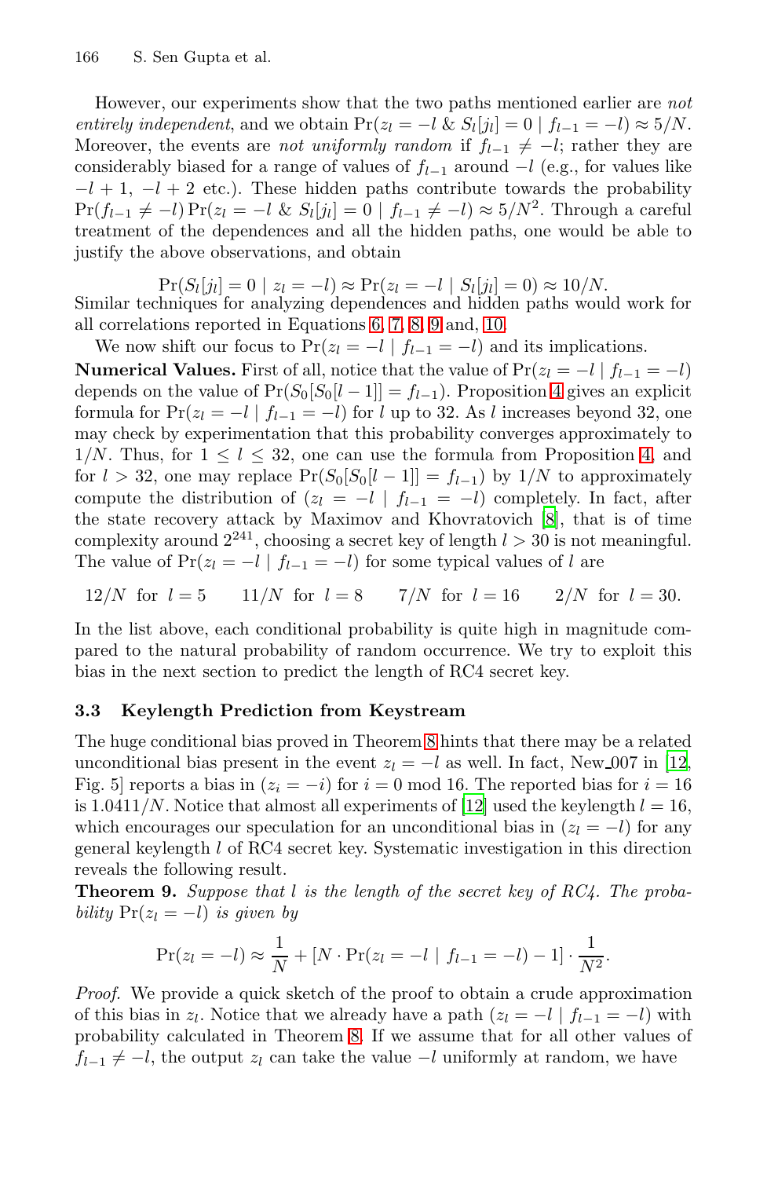However, our experiments show that the two paths mentioned earlier are *not entirely independent*, and we obtain $\Pr(z_l = -l \ \& \ S_l[j_l] = 0 \mid f_{l-1} = -l) \approx 5/N$. Moreover, the events are *not uniformly random* if $f_{l-1} \neq -l$; rather they are considerably biased for a range of values of $f_{l-1}$ around $-l$ (e.g., for values like $-l+1$, $-l+2$ etc.). These hidden paths contribute towards the probability $\Pr(f_{l-1} \neq -l) \Pr(z_l = -l \ \& \ S_l[j_l] = 0 \mid f_{l-1} \neq -l) \approx 5/N^2$. Through a careful treatment of the dependences and all the hidden paths, one would be able to justify the above observations, and obtain

$$\Pr(S_l[j_l] = 0 \mid z_l = -l) \approx \Pr(z_l = -l \mid S_l[j_l] = 0) \approx 10/N.$$

Similar techniques for analyzing dependences and hidden paths would work for all correlations reported in Equations 6, 7, 8, 9 and, 10.

We now shift our focus to $\Pr(z_l = -l \mid f_{l-1} = -l)$ and its implications.

**Numerical Values.** First of all, notice that the value of $\Pr(z_l = -l \mid f_{l-1} = -l)$ depends on the value of $\Pr(S_0[S_0[l-1]] = f_{l-1})$. Proposition 4 gives an explicit formula for $\Pr(z_l = -l \mid f_{l-1} = -l)$ for $l$ up to 32. As $l$ increases beyond 32, one may check by experimentation that this probability converges approximately to $1/N$. Thus, for $1 \leq l \leq 32$, one can use the formula from Proposition 4, and for $l > 32$, one may replace $\Pr(S_0[S_0[l-1]] = f_{l-1})$ by $1/N$ to approximately compute the distribution of $(z_l = -l \mid f_{l-1} = -l)$ completely. In fact, after the state recovery attack by Maximov and Khovratovich [8], that is of time complexity around $2^{241}$, choosing a secret key of length $l > 30$ is not meaningful. The value of $\Pr(z_l = -l \mid f_{l-1} = -l)$ for some typical values of $l$ are

$$12/N \ \text{ for } \ l = 5 \qquad 11/N \ \text{ for } \ l = 8 \qquad 7/N \ \text{ for } \ l = 16 \qquad 2/N \ \text{ for } \ l = 30.$$

In the list above, each conditional probability is quite high in magnitude compared to the natural probability of random occurrence. We try to exploit this bias in the next section to predict the length of RC4 secret key.

### 3.3 Keylength Prediction from Keystream

The huge conditional bias proved in Theorem 8 hints that there may be a related unconditional bias present in the event $z_l = -l$ as well. In fact, New_007 in [12, Fig. 5] reports a bias in $(z_i = -i)$ for $i = 0 \bmod 16$. The reported bias for $i = 16$ is $1.0411/N$. Notice that almost all experiments of [12] used the keylength $l = 16$, which encourages our speculation for an unconditional bias in $(z_l = -l)$ for any general keylength $l$ of RC4 secret key. Systematic investigation in this direction reveals the following result.

**Theorem 9.** *Suppose that $l$ is the length of the secret key of RC4. The probability $\Pr(z_l = -l)$ is given by*

$$\Pr(z_l = -l) \approx \frac{1}{N} + [N \cdot \Pr(z_l = -l \mid f_{l-1} = -l) - 1] \cdot \frac{1}{N^2}.$$

*Proof.* We provide a quick sketch of the proof to obtain a crude approximation of this bias in $z_l$. Notice that we already have a path $(z_l = -l \mid f_{l-1} = -l)$ with probability calculated in Theorem 8. If we assume that for all other values of $f_{l-1} \neq -l$, the output $z_l$ can take the value $-l$ uniformly at random, we have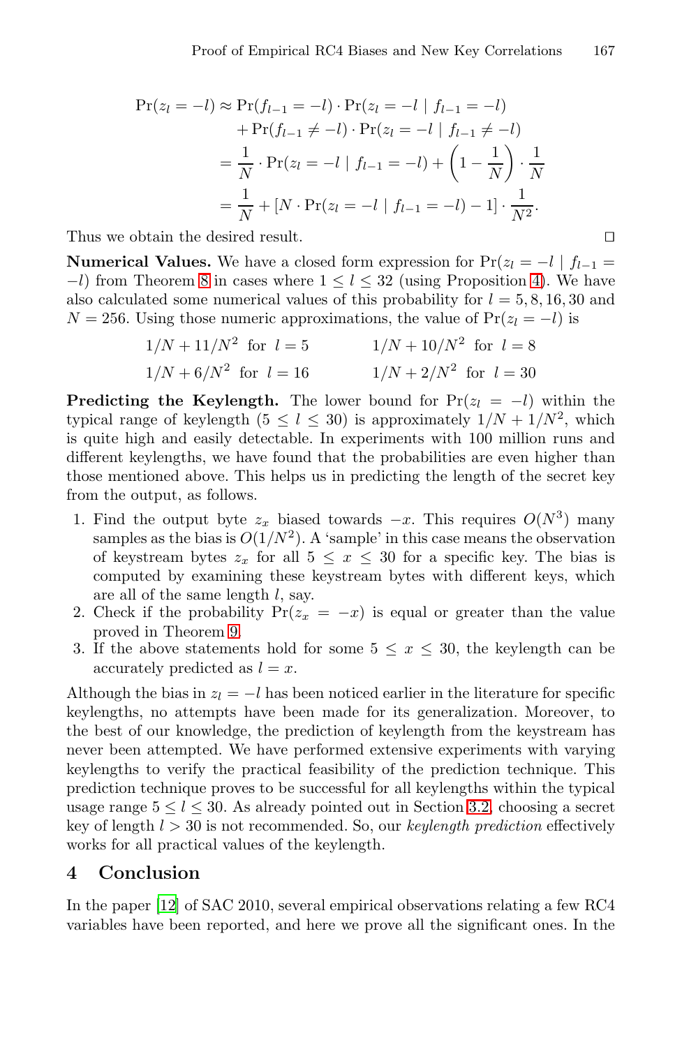$$
\begin{aligned}
\Pr(z_l = -l) &\approx \Pr(f_{l-1} = -l) \cdot \Pr(z_l = -l \mid f_{l-1} = -l) \\
&\quad + \Pr(f_{l-1} \neq -l) \cdot \Pr(z_l = -l \mid f_{l-1} \neq -l) \\
&= \frac{1}{N} \cdot \Pr(z_l = -l \mid f_{l-1} = -l) + \left(1 - \frac{1}{N}\right) \cdot \frac{1}{N} \\
&= \frac{1}{N} + [N \cdot \Pr(z_l = -l \mid f_{l-1} = -l) - 1] \cdot \frac{1}{N^2}.
\end{aligned}
$$

Thus we obtain the desired result. □

**Numerical Values.** We have a closed form expression for $\Pr(z_l = -l \mid f_{l-1} = -l)$ from Theorem 8 in cases where $1 \leq l \leq 32$ (using Proposition 4). We have also calculated some numerical values of this probability for $l = 5, 8, 16, 30$ and $N = 256$. Using those numeric approximations, the value of $\Pr(z_l = -l)$ is

$$
\begin{array}{ll}
1/N + 11/N^2 \text{ for } l = 5 & \quad 1/N + 10/N^2 \text{ for } l = 8 \\
1/N + 6/N^2 \text{ for } l = 16 & \quad 1/N + 2/N^2 \text{ for } l = 30
\end{array}
$$

**Predicting the Keylength.** The lower bound for $\Pr(z_l = -l)$ within the typical range of keylength ($5 \leq l \leq 30$) is approximately $1/N + 1/N^2$, which is quite high and easily detectable. In experiments with 100 million runs and different keylengths, we have found that the probabilities are even higher than those mentioned above. This helps us in predicting the length of the secret key from the output, as follows.

1. Find the output byte $z_x$ biased towards $-x$. This requires $O(N^3)$ many samples as the bias is $O(1/N^2)$. A 'sample' in this case means the observation of keystream bytes $z_x$ for all $5 \leq x \leq 30$ for a specific key. The bias is computed by examining these keystream bytes with different keys, which are all of the same length $l$, say.
2. Check if the probability $\Pr(z_x = -x)$ is equal or greater than the value proved in Theorem 9.
3. If the above statements hold for some $5 \leq x \leq 30$, the keylength can be accurately predicted as $l = x$.

Although the bias in $z_l = -l$ has been noticed earlier in the literature for specific keylengths, no attempts have been made for its generalization. Moreover, to the best of our knowledge, the prediction of keylength from the keystream has never been attempted. We have performed extensive experiments with varying keylengths to verify the practical feasibility of the prediction technique. This prediction technique proves to be successful for all keylengths within the typical usage range $5 \leq l \leq 30$. As already pointed out in Section 3.2, choosing a secret key of length $l > 30$ is not recommended. So, our *keylength prediction* effectively works for all practical values of the keylength.

## 4 Conclusion

In the paper [12] of SAC 2010, several empirical observations relating a few RC4 variables have been reported, and here we prove all the significant ones. In the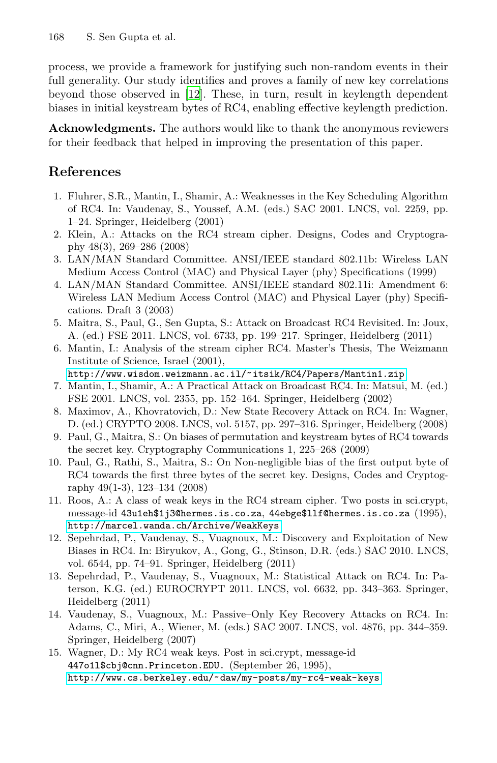process, we provide a framework for justifying such non-random events in their full generality. Our study identifies and proves a family of new key correlations beyond those observed in [12]. These, in turn, result in keylength dependent biases in initial keystream bytes of RC4, enabling effective keylength prediction.

**Acknowledgments.** The authors would like to thank the anonymous reviewers for their feedback that helped in improving the presentation of this paper.

## References

1. Fluhrer, S.R., Mantin, I., Shamir, A.: Weaknesses in the Key Scheduling Algorithm of RC4. In: Vaudenay, S., Youssef, A.M. (eds.) SAC 2001. LNCS, vol. 2259, pp. 1–24. Springer, Heidelberg (2001)
2. Klein, A.: Attacks on the RC4 stream cipher. Designs, Codes and Cryptography 48(3), 269–286 (2008)
3. LAN/MAN Standard Committee. ANSI/IEEE standard 802.11b: Wireless LAN Medium Access Control (MAC) and Physical Layer (phy) Specifications (1999)
4. LAN/MAN Standard Committee. ANSI/IEEE standard 802.11i: Amendment 6: Wireless LAN Medium Access Control (MAC) and Physical Layer (phy) Specifications. Draft 3 (2003)
5. Maitra, S., Paul, G., Sen Gupta, S.: Attack on Broadcast RC4 Revisited. In: Joux, A. (ed.) FSE 2011. LNCS, vol. 6733, pp. 199–217. Springer, Heidelberg (2011)
6. Mantin, I.: Analysis of the stream cipher RC4. Master's Thesis, The Weizmann Institute of Science, Israel (2001), http://www.wisdom.weizmann.ac.il/~itsik/RC4/Papers/Mantin1.zip
7. Mantin, I., Shamir, A.: A Practical Attack on Broadcast RC4. In: Matsui, M. (ed.) FSE 2001. LNCS, vol. 2355, pp. 152–164. Springer, Heidelberg (2002)
8. Maximov, A., Khovratovich, D.: New State Recovery Attack on RC4. In: Wagner, D. (ed.) CRYPTO 2008. LNCS, vol. 5157, pp. 297–316. Springer, Heidelberg (2008)
9. Paul, G., Maitra, S.: On biases of permutation and keystream bytes of RC4 towards the secret key. Cryptography Communications 1, 225–268 (2009)
10. Paul, G., Rathi, S., Maitra, S.: On Non-negligible bias of the first output byte of RC4 towards the first three bytes of the secret key. Designs, Codes and Cryptography 49(1-3), 123–134 (2008)
11. Roos, A.: A class of weak keys in the RC4 stream cipher. Two posts in sci.crypt, message-id 43u1eh$1j3@hermes.is.co.za, 44ebge$llf@hermes.is.co.za (1995), http://marcel.wanda.ch/Archive/WeakKeys
12. Sepehrdad, P., Vaudenay, S., Vuagnoux, M.: Discovery and Exploitation of New Biases in RC4. In: Biryukov, A., Gong, G., Stinson, D.R. (eds.) SAC 2010. LNCS, vol. 6544, pp. 74–91. Springer, Heidelberg (2011)
13. Sepehrdad, P., Vaudenay, S., Vuagnoux, M.: Statistical Attack on RC4. In: Paterson, K.G. (ed.) EUROCRYPT 2011. LNCS, vol. 6632, pp. 343–363. Springer, Heidelberg (2011)
14. Vaudenay, S., Vuagnoux, M.: Passive–Only Key Recovery Attacks on RC4. In: Adams, C., Miri, A., Wiener, M. (eds.) SAC 2007. LNCS, vol. 4876, pp. 344–359. Springer, Heidelberg (2007)
15. Wagner, D.: My RC4 weak keys. Post in sci.crypt, message-id 447o1l$cbj@cnn.Princeton.EDU. (September 26, 1995), http://www.cs.berkeley.edu/~daw/my-posts/my-rc4-weak-keys